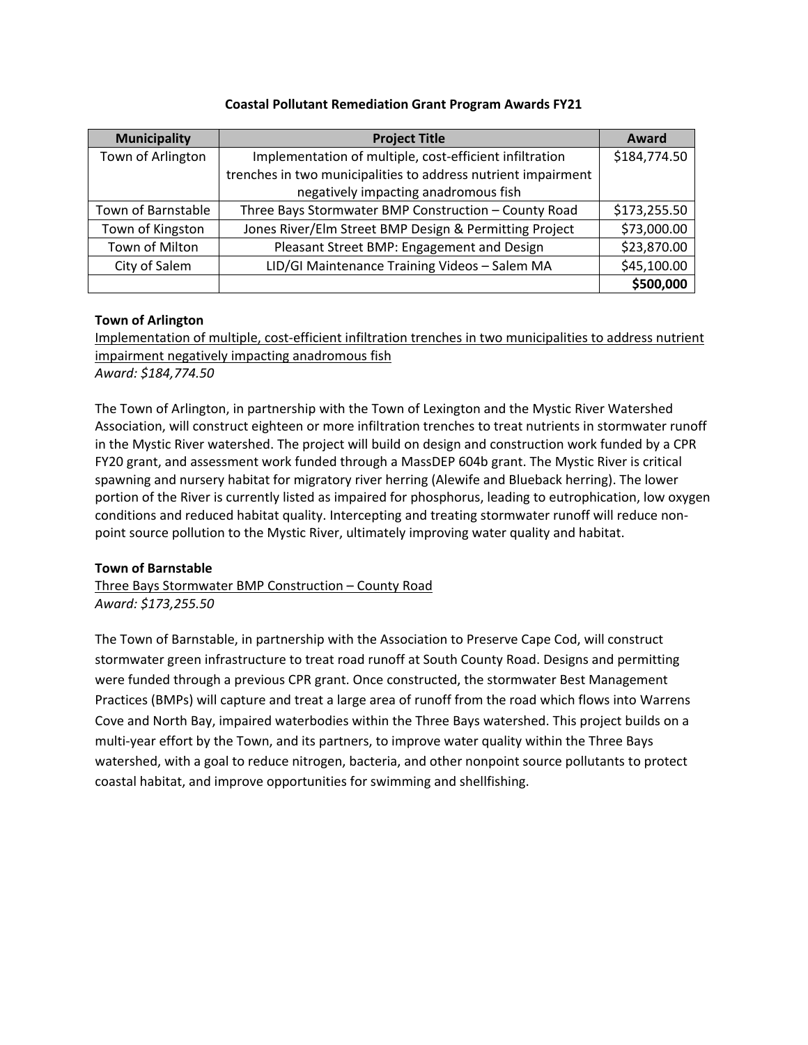# Coastal Pollutant Remediation Grant Program Awards FY21

| Municipality | Project Title | Award |
|---|---|---|
| Town of Arlington | Implementation of multiple, cost-efficient infiltration trenches in two municipalities to address nutrient impairment negatively impacting anadromous fish | $184,774.50 |
| Town of Barnstable | Three Bays Stormwater BMP Construction – County Road | $173,255.50 |
| Town of Kingston | Jones River/Elm Street BMP Design & Permitting Project | $73,000.00 |
| Town of Milton | Pleasant Street BMP: Engagement and Design | $23,870.00 |
| City of Salem | LID/GI Maintenance Training Videos – Salem MA | $45,100.00 |
| | | **$500,000** |

**Town of Arlington**

Implementation of multiple, cost-efficient infiltration trenches in two municipalities to address nutrient impairment negatively impacting anadromous fish

*Award: $184,774.50*

The Town of Arlington, in partnership with the Town of Lexington and the Mystic River Watershed Association, will construct eighteen or more infiltration trenches to treat nutrients in stormwater runoff in the Mystic River watershed. The project will build on design and construction work funded by a CPR FY20 grant, and assessment work funded through a MassDEP 604b grant. The Mystic River is critical spawning and nursery habitat for migratory river herring (Alewife and Blueback herring). The lower portion of the River is currently listed as impaired for phosphorus, leading to eutrophication, low oxygen conditions and reduced habitat quality. Intercepting and treating stormwater runoff will reduce non-point source pollution to the Mystic River, ultimately improving water quality and habitat.

**Town of Barnstable**

Three Bays Stormwater BMP Construction – County Road

*Award: $173,255.50*

The Town of Barnstable, in partnership with the Association to Preserve Cape Cod, will construct stormwater green infrastructure to treat road runoff at South County Road. Designs and permitting were funded through a previous CPR grant. Once constructed, the stormwater Best Management Practices (BMPs) will capture and treat a large area of runoff from the road which flows into Warrens Cove and North Bay, impaired waterbodies within the Three Bays watershed. This project builds on a multi-year effort by the Town, and its partners, to improve water quality within the Three Bays watershed, with a goal to reduce nitrogen, bacteria, and other nonpoint source pollutants to protect coastal habitat, and improve opportunities for swimming and shellfishing.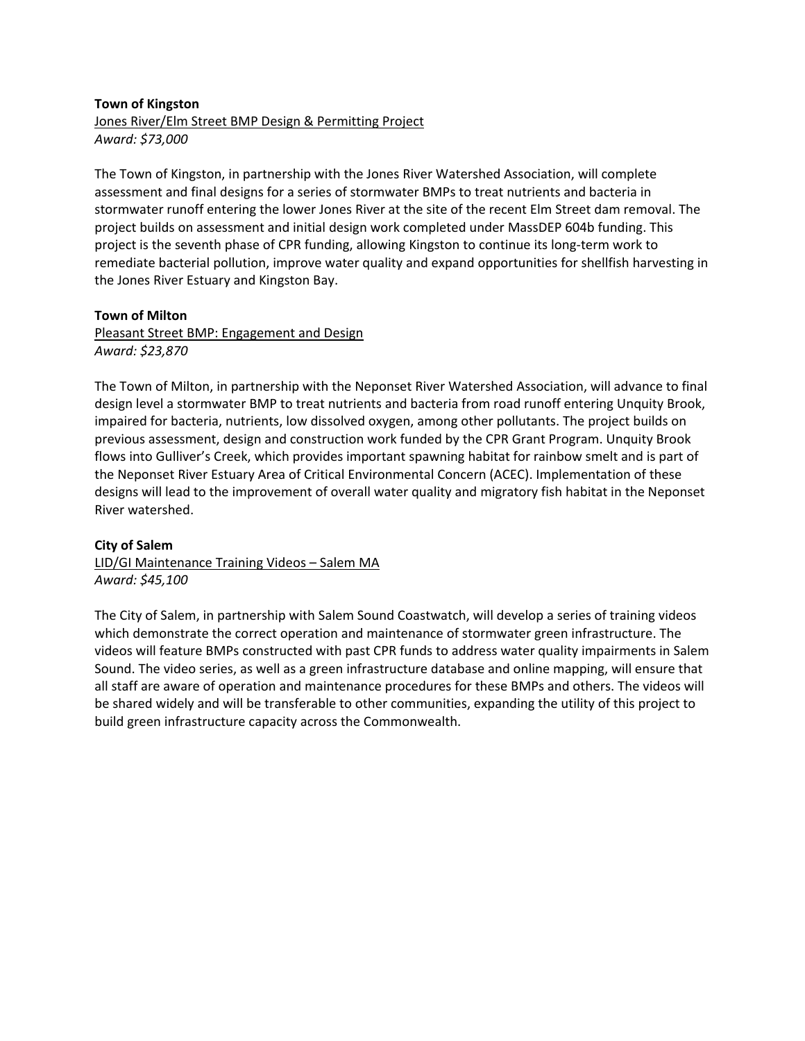**Town of Kingston**

Jones River/Elm Street BMP Design & Permitting Project

*Award: $73,000*

The Town of Kingston, in partnership with the Jones River Watershed Association, will complete assessment and final designs for a series of stormwater BMPs to treat nutrients and bacteria in stormwater runoff entering the lower Jones River at the site of the recent Elm Street dam removal. The project builds on assessment and initial design work completed under MassDEP 604b funding. This project is the seventh phase of CPR funding, allowing Kingston to continue its long-term work to remediate bacterial pollution, improve water quality and expand opportunities for shellfish harvesting in the Jones River Estuary and Kingston Bay.

**Town of Milton**

Pleasant Street BMP: Engagement and Design

*Award: $23,870*

The Town of Milton, in partnership with the Neponset River Watershed Association, will advance to final design level a stormwater BMP to treat nutrients and bacteria from road runoff entering Unquity Brook, impaired for bacteria, nutrients, low dissolved oxygen, among other pollutants. The project builds on previous assessment, design and construction work funded by the CPR Grant Program. Unquity Brook flows into Gulliver's Creek, which provides important spawning habitat for rainbow smelt and is part of the Neponset River Estuary Area of Critical Environmental Concern (ACEC). Implementation of these designs will lead to the improvement of overall water quality and migratory fish habitat in the Neponset River watershed.

**City of Salem**

LID/GI Maintenance Training Videos – Salem MA

*Award: $45,100*

The City of Salem, in partnership with Salem Sound Coastwatch, will develop a series of training videos which demonstrate the correct operation and maintenance of stormwater green infrastructure. The videos will feature BMPs constructed with past CPR funds to address water quality impairments in Salem Sound. The video series, as well as a green infrastructure database and online mapping, will ensure that all staff are aware of operation and maintenance procedures for these BMPs and others. The videos will be shared widely and will be transferable to other communities, expanding the utility of this project to build green infrastructure capacity across the Commonwealth.